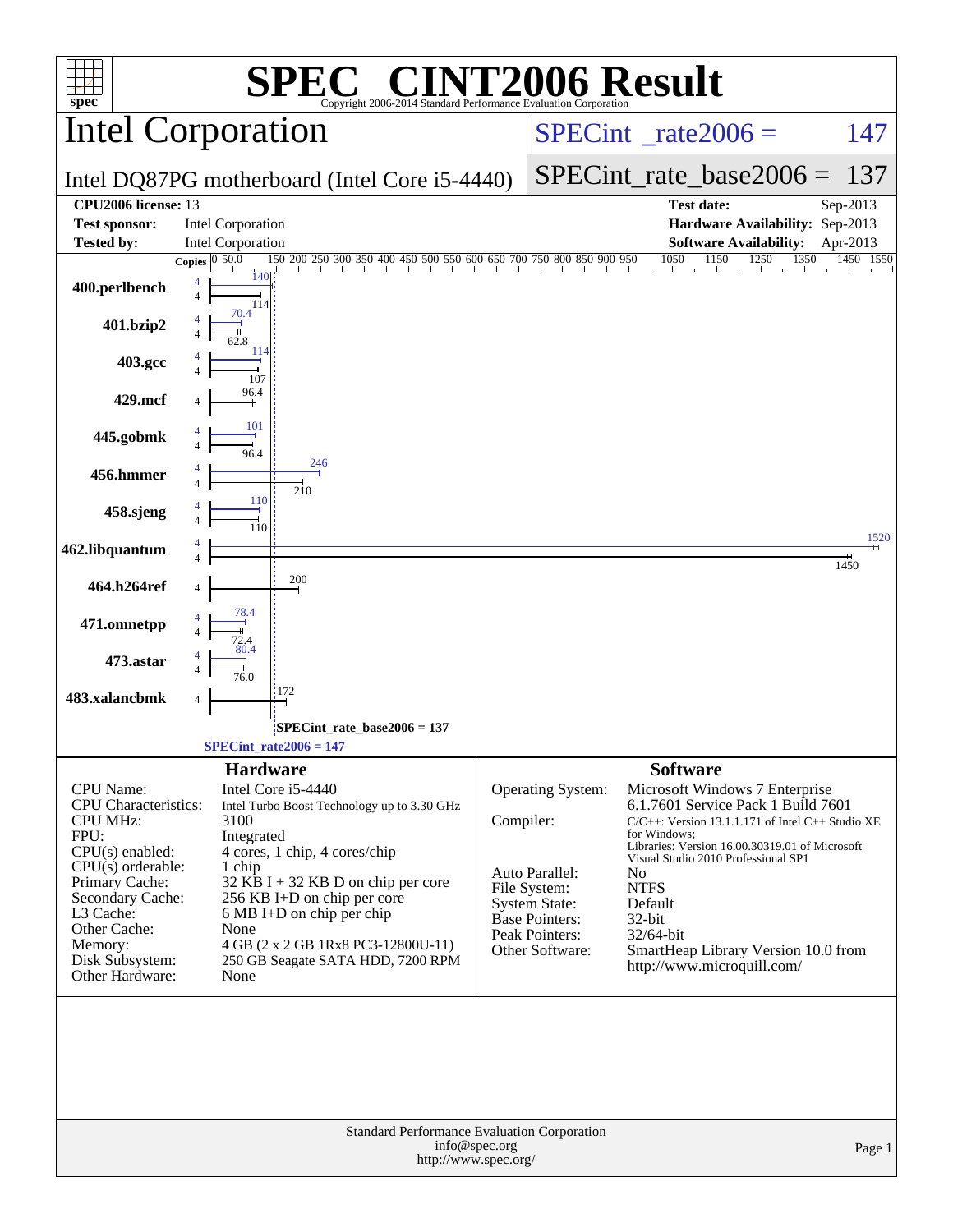# SPEC CINT2006 Result

Copyright 2006-2014 Standard Performance Evaluation Corporation

## Intel Corporation

Intel DQ87PG motherboard (Intel Core i5-4440)

SPECint_rate2006 = 147

SPECint_rate_base2006 = 137

| | | | |
|---|---|---|---|
| **CPU2006 license:** 13 | | **Test date:** | Sep-2013 |
| **Test sponsor:** | Intel Corporation | **Hardware Availability:** | Sep-2013 |
| **Tested by:** | Intel Corporation | **Software Availability:** | Apr-2013 |

| Benchmark | Copies (peak) | Peak | Copies (base) | Base |
|---|---|---|---|---|
| 400.perlbench | 4 | 140 | 4 | 114 |
| 401.bzip2 | 4 | 70.4 | 4 | 62.8 |
| 403.gcc | 4 | 114 | 4 | 107 |
| 429.mcf | | | 4 | 96.4 |
| 445.gobmk | 4 | 101 | 4 | 96.4 |
| 456.hmmer | 4 | 246 | 4 | 210 |
| 458.sjeng | 4 | 110 | 4 | 110 |
| 462.libquantum | 4 | 1520 | 4 | 1450 |
| 464.h264ref | | | 4 | 200 |
| 471.omnetpp | 4 | 78.4 | 4 | 72.4 |
| 473.astar | 4 | 80.4 | 4 | 76.0 |
| 483.xalancbmk | | | 4 | 172 |

SPECint_rate_base2006 = 137

SPECint_rate2006 = 147

### Hardware

| | |
|---|---|
| CPU Name: | Intel Core i5-4440 |
| CPU Characteristics: | Intel Turbo Boost Technology up to 3.30 GHz |
| CPU MHz: | 3100 |
| FPU: | Integrated |
| CPU(s) enabled: | 4 cores, 1 chip, 4 cores/chip |
| CPU(s) orderable: | 1 chip |
| Primary Cache: | 32 KB I + 32 KB D on chip per core |
| Secondary Cache: | 256 KB I+D on chip per core |
| L3 Cache: | 6 MB I+D on chip per chip |
| Other Cache: | None |
| Memory: | 4 GB (2 x 2 GB 1Rx8 PC3-12800U-11) |
| Disk Subsystem: | 250 GB Seagate SATA HDD, 7200 RPM |
| Other Hardware: | None |

### Software

| | |
|---|---|
| Operating System: | Microsoft Windows 7 Enterprise 6.1.7601 Service Pack 1 Build 7601 |
| Compiler: | C/C++: Version 13.1.1.171 of Intel C++ Studio XE for Windows; Libraries: Version 16.00.30319.01 of Microsoft Visual Studio 2010 Professional SP1 |
| Auto Parallel: | No |
| File System: | NTFS |
| System State: | Default |
| Base Pointers: | 32-bit |
| Peak Pointers: | 32/64-bit |
| Other Software: | SmartHeap Library Version 10.0 from http://www.microquill.com/ |

Standard Performance Evaluation Corporation
info@spec.org
http://www.spec.org/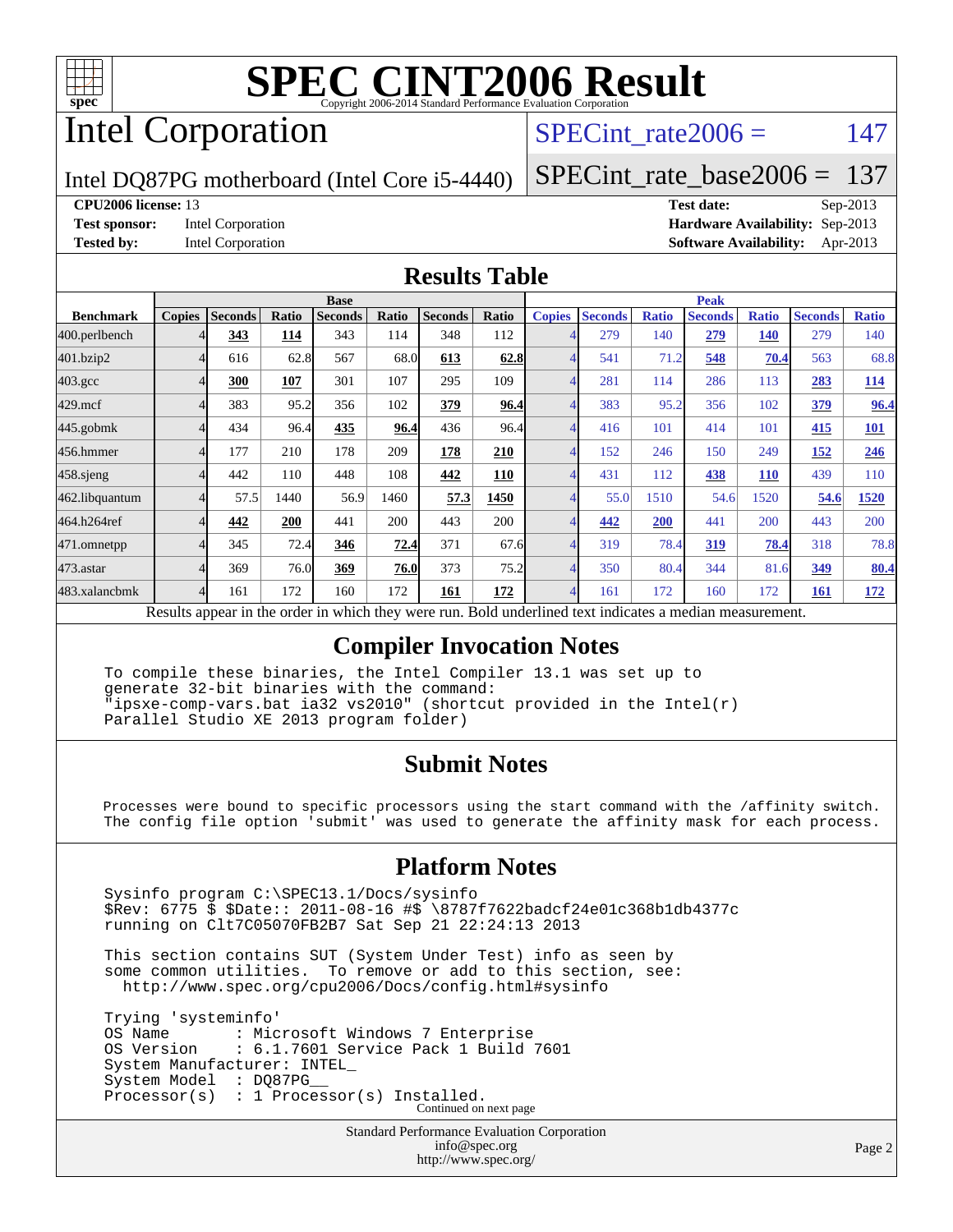# SPEC CINT2006 Result

Copyright 2006-2014 Standard Performance Evaluation Corporation

# Intel Corporation

Intel DQ87PG motherboard (Intel Core i5-4440)

SPECint_rate2006 = 147

SPECint_rate_base2006 = 137

**CPU2006 license:** 13
**Test sponsor:** Intel Corporation
**Tested by:** Intel Corporation

**Test date:** Sep-2013
**Hardware Availability:** Sep-2013
**Software Availability:** Apr-2013

## Results Table

| Benchmark | Base | | | | | | | Peak | | | | | | |
|---|---|---|---|---|---|---|---|---|---|---|---|---|---|---|
| | Copies | Seconds | Ratio | Seconds | Ratio | Seconds | Ratio | Copies | Seconds | Ratio | Seconds | Ratio | Seconds | Ratio |
| 400.perlbench | 4 | **343** | **114** | 343 | 114 | 348 | 112 | 4 | 279 | 140 | **279** | **140** | 279 | 140 |
| 401.bzip2 | 4 | 616 | 62.8 | 567 | 68.0 | **613** | **62.8** | 4 | 541 | 71.2 | **548** | **70.4** | 563 | 68.8 |
| 403.gcc | 4 | **300** | **107** | 301 | 107 | 295 | 109 | 4 | 281 | 114 | 286 | 113 | **283** | **114** |
| 429.mcf | 4 | 383 | 95.2 | 356 | 102 | **379** | **96.4** | 4 | 383 | 95.2 | 356 | 102 | **379** | **96.4** |
| 445.gobmk | 4 | 434 | 96.4 | **435** | **96.4** | 436 | 96.4 | 4 | 416 | 101 | 414 | 101 | **415** | **101** |
| 456.hmmer | 4 | 177 | 210 | 178 | 209 | **178** | **210** | 4 | 152 | 246 | 150 | 249 | **152** | **246** |
| 458.sjeng | 4 | 442 | 110 | 448 | 108 | **442** | **110** | 4 | 431 | 112 | **438** | **110** | 439 | 110 |
| 462.libquantum | 4 | 57.5 | 1440 | 56.9 | 1460 | **57.3** | **1450** | 4 | 55.0 | 1510 | 54.6 | 1520 | **54.6** | **1520** |
| 464.h264ref | 4 | **442** | **200** | 441 | 200 | 443 | 200 | 4 | **442** | **200** | 441 | 200 | 443 | 200 |
| 471.omnetpp | 4 | 345 | 72.4 | **346** | **72.4** | 371 | 67.6 | 4 | 319 | 78.4 | **319** | **78.4** | 318 | 78.8 |
| 473.astar | 4 | 369 | 76.0 | **369** | **76.0** | 373 | 75.2 | 4 | 350 | 80.4 | 344 | 81.6 | **349** | **80.4** |
| 483.xalancbmk | 4 | 161 | 172 | 160 | 172 | **161** | **172** | 4 | 161 | 172 | 160 | 172 | **161** | **172** |

Results appear in the order in which they were run. Bold underlined text indicates a median measurement.

## Compiler Invocation Notes

```
To compile these binaries, the Intel Compiler 13.1 was set up to
generate 32-bit binaries with the command:
"ipsxe-comp-vars.bat ia32 vs2010" (shortcut provided in the Intel(r)
Parallel Studio XE 2013 program folder)
```

## Submit Notes

```
Processes were bound to specific processors using the start command with the /affinity switch.
The config file option 'submit' was used to generate the affinity mask for each process.
```

## Platform Notes

```
Sysinfo program C:\SPEC13.1/Docs/sysinfo
$Rev: 6775 $ $Date:: 2011-08-16 #$ \8787f7622badcf24e01c368b1db4377c
running on Clt7C05070FB2B7 Sat Sep 21 22:24:13 2013

This section contains SUT (System Under Test) info as seen by
some common utilities.  To remove or add to this section, see:
  http://www.spec.org/cpu2006/Docs/config.html#sysinfo

Trying 'systeminfo'
OS Name       : Microsoft Windows 7 Enterprise
OS Version    : 6.1.7601 Service Pack 1 Build 7601
System Manufacturer: INTEL_
System Model  : DQ87PG__
Processor(s)  : 1 Processor(s) Installed.
```

Continued on next page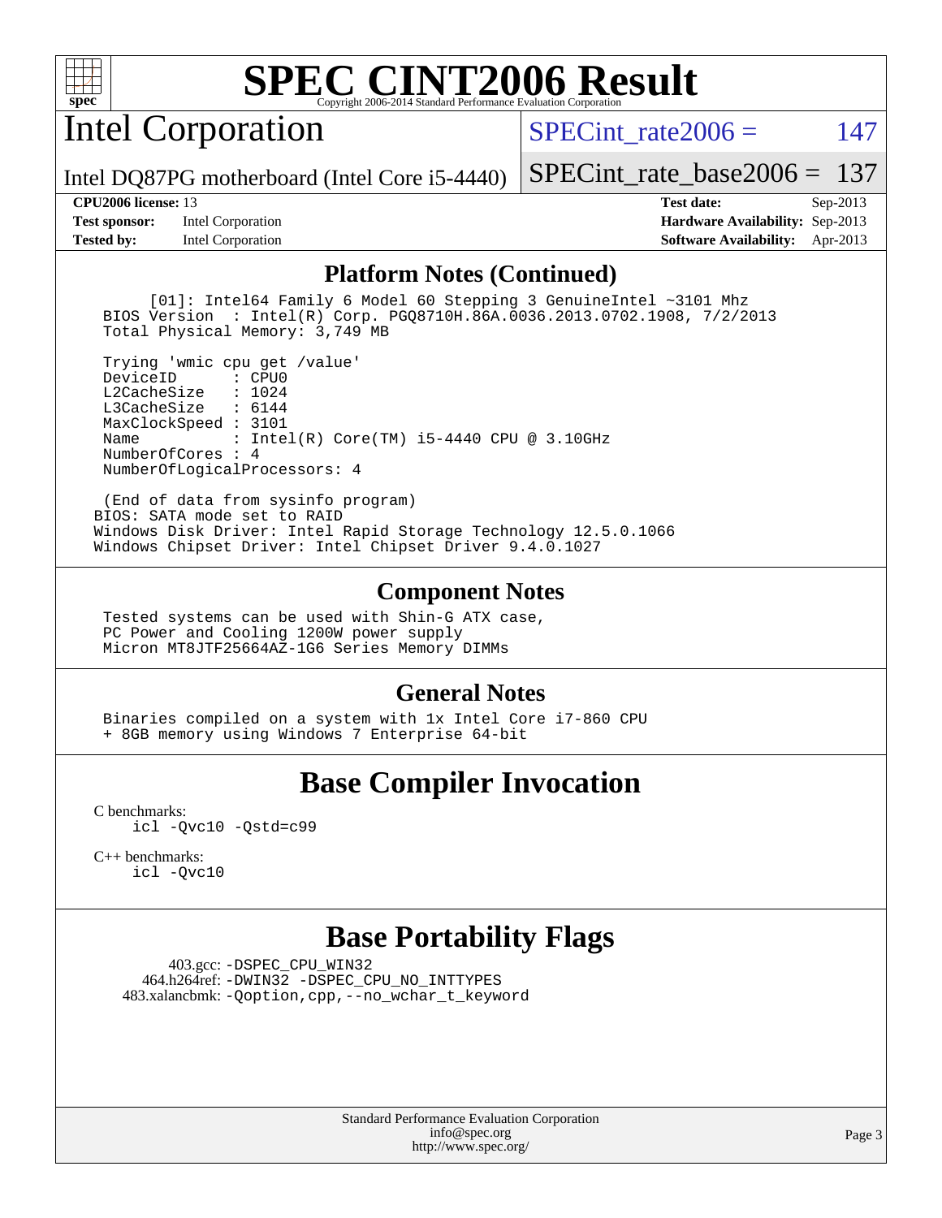## Platform Notes (Continued)

```
      [01]: Intel64 Family 6 Model 60 Stepping 3 GenuineIntel ~3101 Mhz
  BIOS Version  : Intel(R) Corp. PGQ8710H.86A.0036.2013.0702.1908, 7/2/2013
  Total Physical Memory: 3,749 MB

  Trying 'wmic cpu get /value'
  DeviceID       : CPU0
  L2CacheSize    : 1024
  L3CacheSize    : 6144
  MaxClockSpeed : 3101
  Name           : Intel(R) Core(TM) i5-4440 CPU @ 3.10GHz
  NumberOfCores : 4
  NumberOfLogicalProcessors: 4

  (End of data from sysinfo program)
 BIOS: SATA mode set to RAID
 Windows Disk Driver: Intel Rapid Storage Technology 12.5.0.1066
 Windows Chipset Driver: Intel Chipset Driver 9.4.0.1027
```

## Component Notes

```
  Tested systems can be used with Shin-G ATX case,
  PC Power and Cooling 1200W power supply
  Micron MT8JTF25664AZ-1G6 Series Memory DIMMs
```

## General Notes

```
  Binaries compiled on a system with 1x Intel Core i7-860 CPU
  + 8GB memory using Windows 7 Enterprise 64-bit
```

# Base Compiler Invocation

C benchmarks:
```
icl -Qvc10 -Qstd=c99
```

C++ benchmarks:
```
icl -Qvc10
```

# Base Portability Flags

403.gcc: -DSPEC_CPU_WIN32
464.h264ref: -DWIN32 -DSPEC_CPU_NO_INTTYPES
483.xalancbmk: -Qoption,cpp,--no_wchar_t_keyword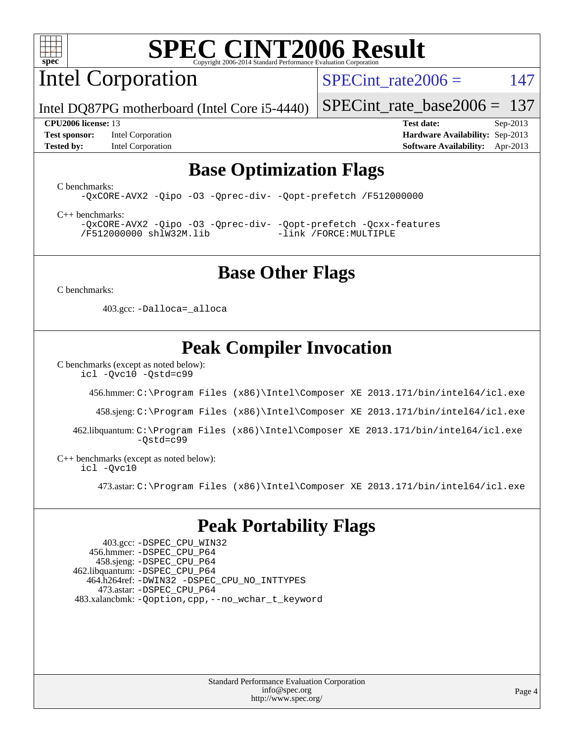# SPEC CINT2006 Result

Copyright 2006-2014 Standard Performance Evaluation Corporation

## Intel Corporation

Intel DQ87PG motherboard (Intel Core i5-4440)

SPECint_rate2006 = 147

SPECint_rate_base2006 = 137

**CPU2006 license:** 13
**Test sponsor:** Intel Corporation
**Tested by:** Intel Corporation

**Test date:** Sep-2013
**Hardware Availability:** Sep-2013
**Software Availability:** Apr-2013

## Base Optimization Flags

C benchmarks:

```
-QxCORE-AVX2 -Qipo -O3 -Qprec-div- -Qopt-prefetch /F512000000
```

C++ benchmarks:

```
-QxCORE-AVX2 -Qipo -O3 -Qprec-div- -Qopt-prefetch -Qcxx-features
/F512000000 shlW32M.lib -link /FORCE:MULTIPLE
```

## Base Other Flags

C benchmarks:

403.gcc: `-Dalloca=_alloca`

## Peak Compiler Invocation

C benchmarks (except as noted below):

```
icl -Qvc10 -Qstd=c99
```

456.hmmer: `C:\Program Files (x86)\Intel\Composer XE 2013.171/bin/intel64/icl.exe`

458.sjeng: `C:\Program Files (x86)\Intel\Composer XE 2013.171/bin/intel64/icl.exe`

462.libquantum: `C:\Program Files (x86)\Intel\Composer XE 2013.171/bin/intel64/icl.exe -Qstd=c99`

C++ benchmarks (except as noted below):

```
icl -Qvc10
```

473.astar: `C:\Program Files (x86)\Intel\Composer XE 2013.171/bin/intel64/icl.exe`

## Peak Portability Flags

403.gcc: `-DSPEC_CPU_WIN32`
456.hmmer: `-DSPEC_CPU_P64`
458.sjeng: `-DSPEC_CPU_P64`
462.libquantum: `-DSPEC_CPU_P64`
464.h264ref: `-DWIN32 -DSPEC_CPU_NO_INTTYPES`
473.astar: `-DSPEC_CPU_P64`
483.xalancbmk: `-Qoption,cpp,--no_wchar_t_keyword`

Standard Performance Evaluation Corporation
info@spec.org
http://www.spec.org/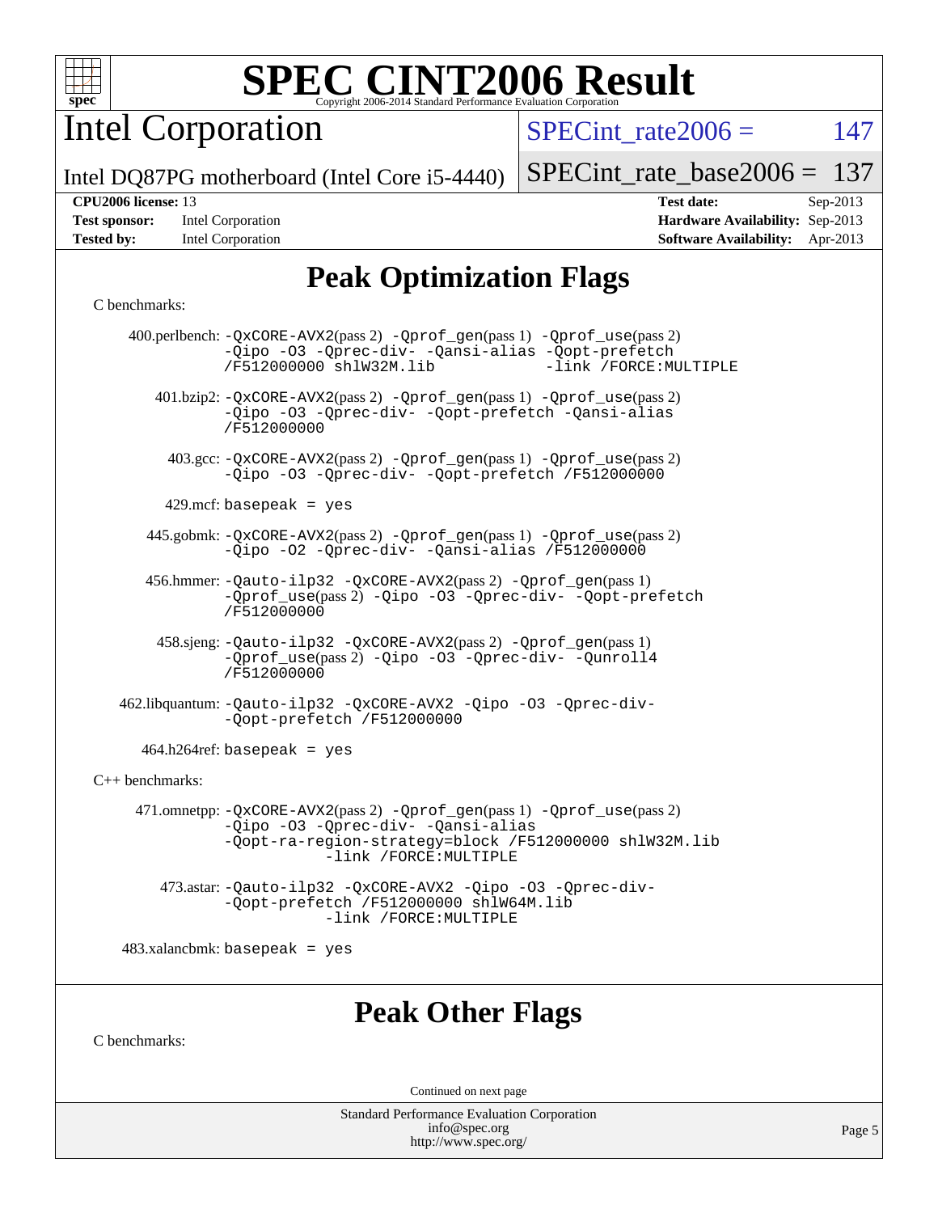# SPEC CINT2006 Result

## Intel Corporation

Intel DQ87PG motherboard (Intel Core i5-4440)

SPECint_rate2006 = 147

SPECint_rate_base2006 = 137

**CPU2006 license:** 13

**Test sponsor:** Intel Corporation

**Tested by:** Intel Corporation

**Test date:** Sep-2013

**Hardware Availability:** Sep-2013

**Software Availability:** Apr-2013

## Peak Optimization Flags

C benchmarks:

400.perlbench: -QxCORE-AVX2(pass 2) -Qprof_gen(pass 1) -Qprof_use(pass 2) -Qipo -O3 -Qprec-div- -Qansi-alias -Qopt-prefetch /F512000000 shlW32M.lib -link /FORCE:MULTIPLE

401.bzip2: -QxCORE-AVX2(pass 2) -Qprof_gen(pass 1) -Qprof_use(pass 2) -Qipo -O3 -Qprec-div- -Qopt-prefetch -Qansi-alias /F512000000

403.gcc: -QxCORE-AVX2(pass 2) -Qprof_gen(pass 1) -Qprof_use(pass 2) -Qipo -O3 -Qprec-div- -Qopt-prefetch /F512000000

429.mcf: basepeak = yes

445.gobmk: -QxCORE-AVX2(pass 2) -Qprof_gen(pass 1) -Qprof_use(pass 2) -Qipo -O2 -Qprec-div- -Qansi-alias /F512000000

456.hmmer: -Qauto-ilp32 -QxCORE-AVX2(pass 2) -Qprof_gen(pass 1) -Qprof_use(pass 2) -Qipo -O3 -Qprec-div- -Qopt-prefetch /F512000000

458.sjeng: -Qauto-ilp32 -QxCORE-AVX2(pass 2) -Qprof_gen(pass 1) -Qprof_use(pass 2) -Qipo -O3 -Qprec-div- -Qunroll4 /F512000000

462.libquantum: -Qauto-ilp32 -QxCORE-AVX2 -Qipo -O3 -Qprec-div- -Qopt-prefetch /F512000000

464.h264ref: basepeak = yes

C++ benchmarks:

471.omnetpp: -QxCORE-AVX2(pass 2) -Qprof_gen(pass 1) -Qprof_use(pass 2) -Qipo -O3 -Qprec-div- -Qansi-alias -Qopt-ra-region-strategy=block /F512000000 shlW32M.lib -link /FORCE:MULTIPLE

473.astar: -Qauto-ilp32 -QxCORE-AVX2 -Qipo -O3 -Qprec-div- -Qopt-prefetch /F512000000 shlW64M.lib -link /FORCE:MULTIPLE

483.xalancbmk: basepeak = yes

## Peak Other Flags

C benchmarks:

Continued on next page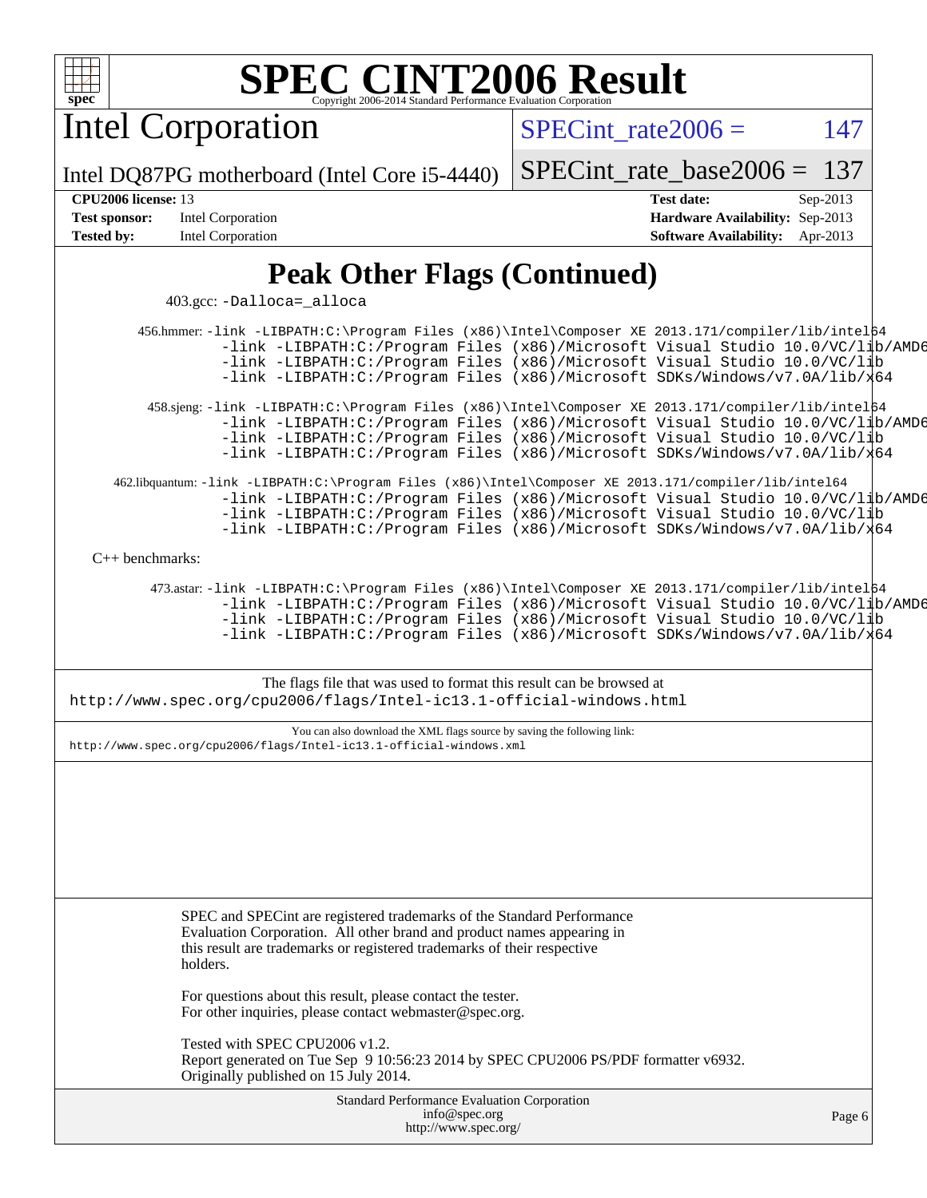# Peak Other Flags (Continued)

403.gcc: `-Dalloca=_alloca`

456.hmmer:
```
-link -LIBPATH:C:\Program Files (x86)\Intel\Composer XE 2013.171/compiler/lib/intel64
-link -LIBPATH:C:/Program Files (x86)/Microsoft Visual Studio 10.0/VC/lib/AMD64
-link -LIBPATH:C:/Program Files (x86)/Microsoft Visual Studio 10.0/VC/lib
-link -LIBPATH:C:/Program Files (x86)/Microsoft SDKs/Windows/v7.0A/lib/x64
```

458.sjeng:
```
-link -LIBPATH:C:\Program Files (x86)\Intel\Composer XE 2013.171/compiler/lib/intel64
-link -LIBPATH:C:/Program Files (x86)/Microsoft Visual Studio 10.0/VC/lib/AMD64
-link -LIBPATH:C:/Program Files (x86)/Microsoft Visual Studio 10.0/VC/lib
-link -LIBPATH:C:/Program Files (x86)/Microsoft SDKs/Windows/v7.0A/lib/x64
```

462.libquantum:
```
-link -LIBPATH:C:\Program Files (x86)\Intel\Composer XE 2013.171/compiler/lib/intel64
-link -LIBPATH:C:/Program Files (x86)/Microsoft Visual Studio 10.0/VC/lib/AMD64
-link -LIBPATH:C:/Program Files (x86)/Microsoft Visual Studio 10.0/VC/lib
-link -LIBPATH:C:/Program Files (x86)/Microsoft SDKs/Windows/v7.0A/lib/x64
```

C++ benchmarks:

473.astar:
```
-link -LIBPATH:C:\Program Files (x86)\Intel\Composer XE 2013.171/compiler/lib/intel64
-link -LIBPATH:C:/Program Files (x86)/Microsoft Visual Studio 10.0/VC/lib/AMD64
-link -LIBPATH:C:/Program Files (x86)/Microsoft Visual Studio 10.0/VC/lib
-link -LIBPATH:C:/Program Files (x86)/Microsoft SDKs/Windows/v7.0A/lib/x64
```

The flags file that was used to format this result can be browsed at
http://www.spec.org/cpu2006/flags/Intel-ic13.1-official-windows.html

You can also download the XML flags source by saving the following link:
http://www.spec.org/cpu2006/flags/Intel-ic13.1-official-windows.xml

SPEC and SPECint are registered trademarks of the Standard Performance Evaluation Corporation. All other brand and product names appearing in this result are trademarks or registered trademarks of their respective holders.

For questions about this result, please contact the tester.
For other inquiries, please contact webmaster@spec.org.

Tested with SPEC CPU2006 v1.2.
Report generated on Tue Sep 9 10:56:23 2014 by SPEC CPU2006 PS/PDF formatter v6932.
Originally published on 15 July 2014.